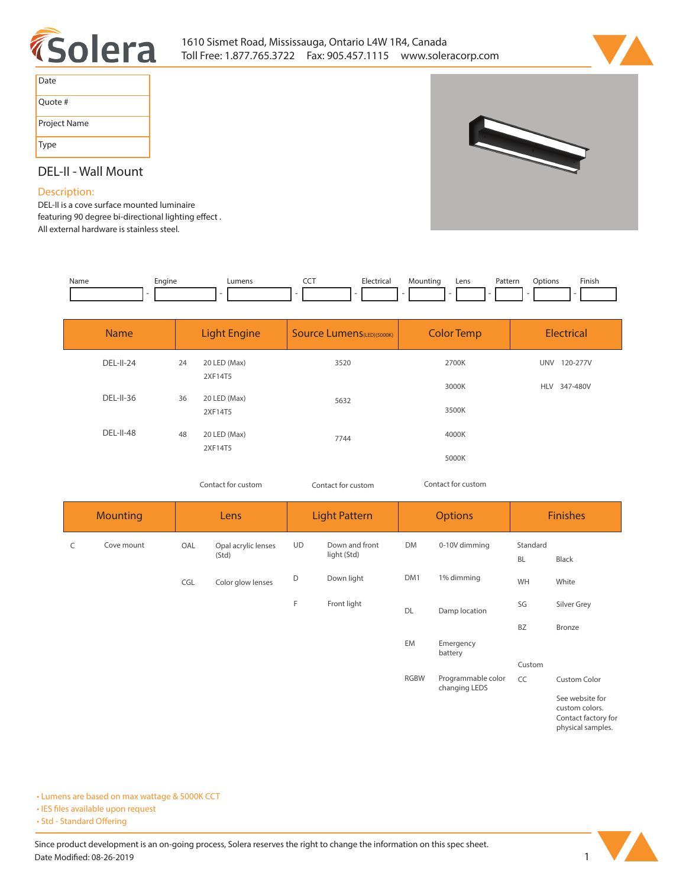1610 Sismet Road, Mississauga, Ontario L4W 1R4, Canada
Toll Free: 1.877.765.3722 Fax: 905.457.1115 www.soleracorp.com

| Date |
|---|
| Quote # |
| Project Name |
| Type |

## DEL-II - Wall Mount

### Description:

DEL-II is a cove surface mounted luminaire featuring 90 degree bi-directional lighting effect . All external hardware is stainless steel.

| Name | | Engine | | Lumens | | CCT | | Electrical | | Mounting | | Lens | | Pattern | | Options | | Finish |
|---|---|---|---|---|---|---|---|---|---|---|---|---|---|---|---|---|---|---|
| | - | | - | | - | | - | | - | | - | | - | | - | | - | |

| Name | Light Engine | | Source Lumens(LED)(5000K) | Color Temp | Electrical | |
|---|---|---|---|---|---|---|
| DEL-II-24 | 24 | 20 LED (Max) 2XF14T5 | 3520 | 2700K | UNV | 120-277V |
| | | | | 3000K | HLV | 347-480V |
| DEL-II-36 | 36 | 20 LED (Max) 2XF14T5 | 5632 | 3500K | | |
| DEL-II-48 | 48 | 20 LED (Max) 2XF14T5 | 7744 | 4000K | | |
| | | | | 5000K | | |
| | Contact for custom | | Contact for custom | Contact for custom | | |

| Mounting | | Lens | | Light Pattern | | Options | | Finishes | |
|---|---|---|---|---|---|---|---|---|---|
| C | Cove mount | OAL | Opal acrylic lenses (Std) | UD | Down and front light (Std) | DM | 0-10V dimming | Standard | |
| | | | | | | | | BL | Black |
| | | CGL | Color glow lenses | D | Down light | DM1 | 1% dimming | WH | White |
| | | | | F | Front light | DL | Damp location | SG | Silver Grey |
| | | | | | | | | BZ | Bronze |
| | | | | | | EM | Emergency battery | | |
| | | | | | | | | Custom | |
| | | | | | | RGBW | Programmable color changing LEDS | CC | Custom Color |
| | | | | | | | | | See website for custom colors. Contact factory for physical samples. |

- Lumens are based on max wattage & 5000K CCT
- IES files available upon request
- Std - Standard Offering

Since product development is an on-going process, Solera reserves the right to change the information on this spec sheet.
Date Modified: 08-26-2019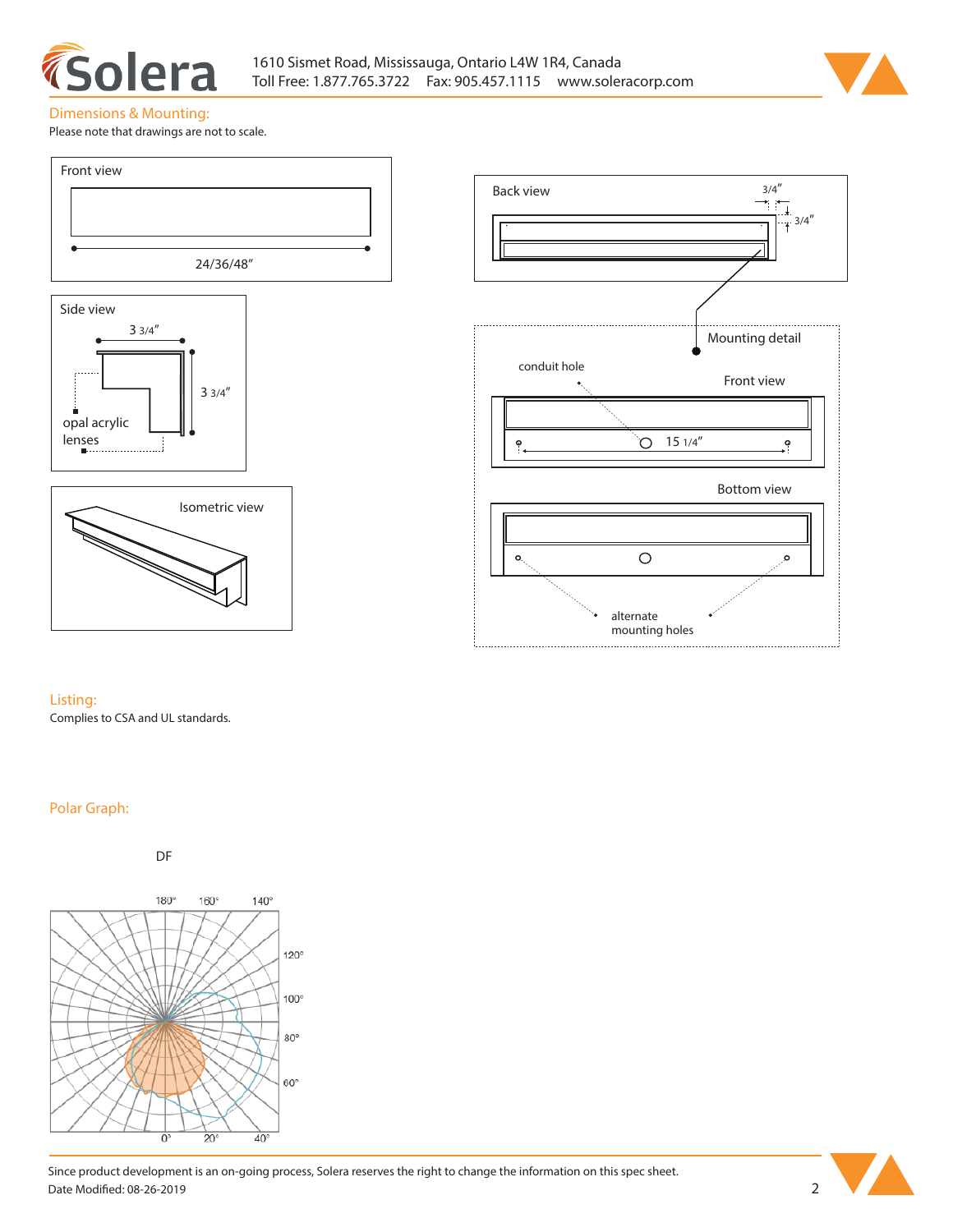1610 Sismet Road, Mississauga, Ontario L4W 1R4, Canada
Toll Free: 1.877.765.3722 Fax: 905.457.1115 www.soleracorp.com

## Dimensions & Mounting:

Please note that drawings are not to scale.

Front view

24/36/48″

Side view

3 3/4″

3 3/4″

opal acrylic lenses

Isometric view

Back view

3/4″

3/4″

Mounting detail

conduit hole

Front view

15 1/4″

Bottom view

alternate mounting holes

## Listing:

Complies to CSA and UL standards.

## Polar Graph:

DF

180° 160° 140°

120°

100°

80°

60°

0° 20° 40°

Since product development is an on-going process, Solera reserves the right to change the information on this spec sheet.
Date Modified: 08-26-2019